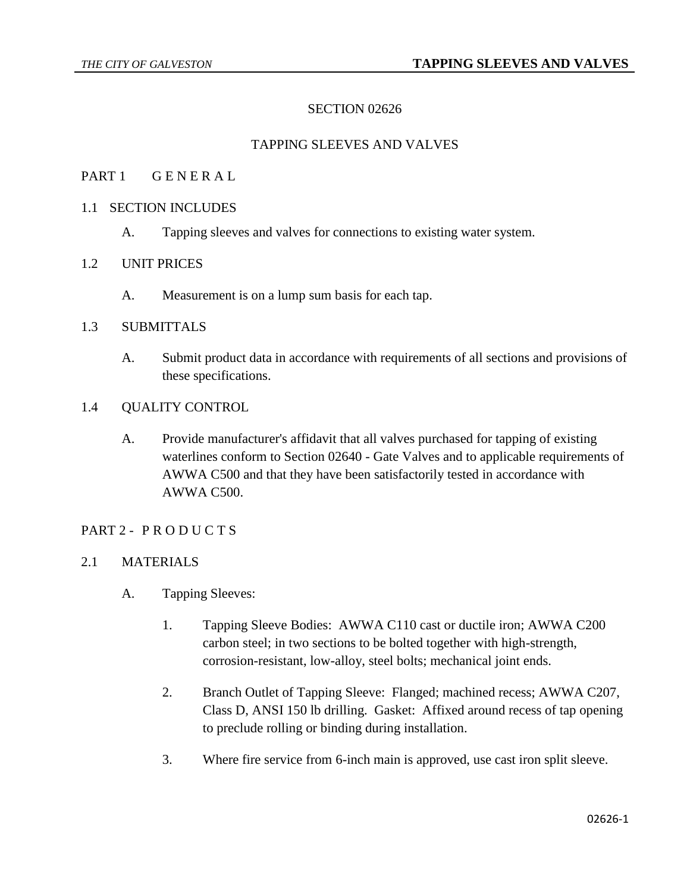# SECTION 02626

# TAPPING SLEEVES AND VALVES

## PART 1 G E N E R A L

### 1.1 SECTION INCLUDES

A. Tapping sleeves and valves for connections to existing water system.

### 1.2 UNIT PRICES

A. Measurement is on a lump sum basis for each tap.

### 1.3 SUBMITTALS

A. Submit product data in accordance with requirements of all sections and provisions of these specifications.

### 1.4 QUALITY CONTROL

A. Provide manufacturer's affidavit that all valves purchased for tapping of existing waterlines conform to Section 02640 - Gate Valves and to applicable requirements of AWWA C500 and that they have been satisfactorily tested in accordance with AWWA C500.

## PART 2 - P R O D U C T S

### 2.1 MATERIALS

A. Tapping Sleeves:

1. Tapping Sleeve Bodies: AWWA C110 cast or ductile iron; AWWA C200 carbon steel; in two sections to be bolted together with high-strength, corrosion-resistant, low-alloy, steel bolts; mechanical joint ends.

2. Branch Outlet of Tapping Sleeve: Flanged; machined recess; AWWA C207, Class D, ANSI 150 lb drilling. Gasket: Affixed around recess of tap opening to preclude rolling or binding during installation.

3. Where fire service from 6-inch main is approved, use cast iron split sleeve.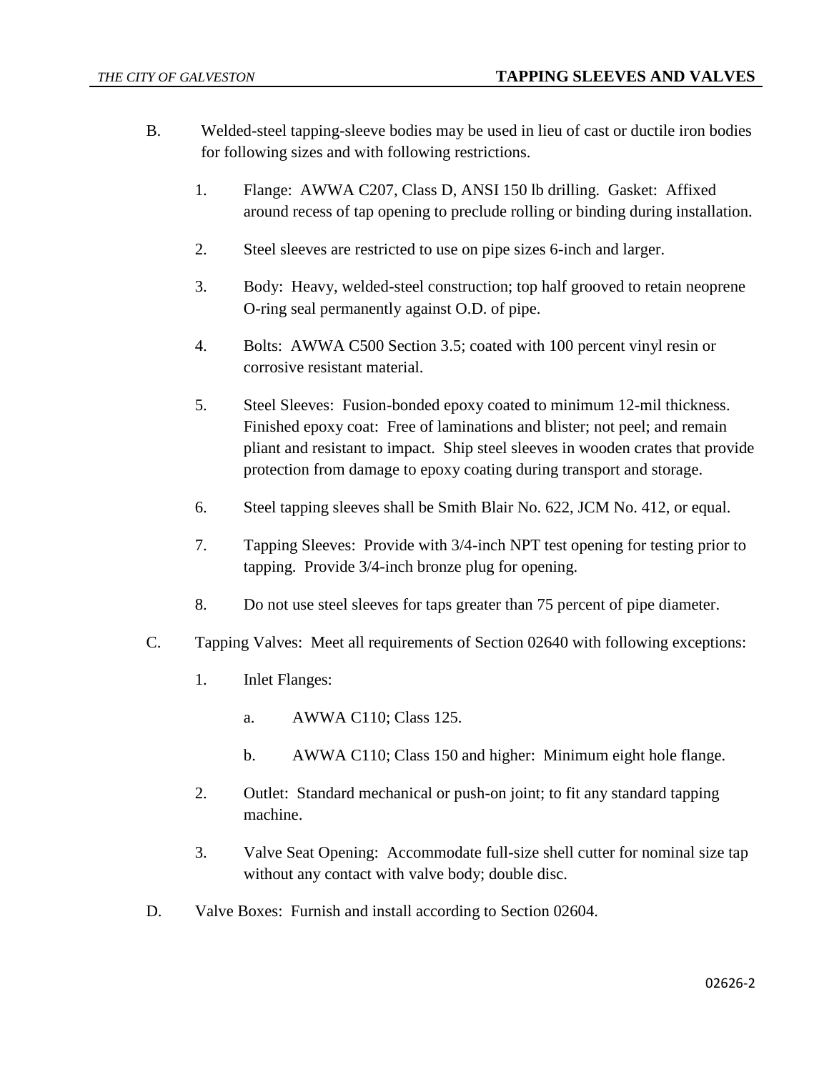B. Welded-steel tapping-sleeve bodies may be used in lieu of cast or ductile iron bodies for following sizes and with following restrictions.

   1. Flange: AWWA C207, Class D, ANSI 150 lb drilling. Gasket: Affixed around recess of tap opening to preclude rolling or binding during installation.

   2. Steel sleeves are restricted to use on pipe sizes 6-inch and larger.

   3. Body: Heavy, welded-steel construction; top half grooved to retain neoprene O-ring seal permanently against O.D. of pipe.

   4. Bolts: AWWA C500 Section 3.5; coated with 100 percent vinyl resin or corrosive resistant material.

   5. Steel Sleeves: Fusion-bonded epoxy coated to minimum 12-mil thickness. Finished epoxy coat: Free of laminations and blister; not peel; and remain pliant and resistant to impact. Ship steel sleeves in wooden crates that provide protection from damage to epoxy coating during transport and storage.

   6. Steel tapping sleeves shall be Smith Blair No. 622, JCM No. 412, or equal.

   7. Tapping Sleeves: Provide with 3/4-inch NPT test opening for testing prior to tapping. Provide 3/4-inch bronze plug for opening.

   8. Do not use steel sleeves for taps greater than 75 percent of pipe diameter.

C. Tapping Valves: Meet all requirements of Section 02640 with following exceptions:

   1. Inlet Flanges:

      a. AWWA C110; Class 125.

      b. AWWA C110; Class 150 and higher: Minimum eight hole flange.

   2. Outlet: Standard mechanical or push-on joint; to fit any standard tapping machine.

   3. Valve Seat Opening: Accommodate full-size shell cutter for nominal size tap without any contact with valve body; double disc.

D. Valve Boxes: Furnish and install according to Section 02604.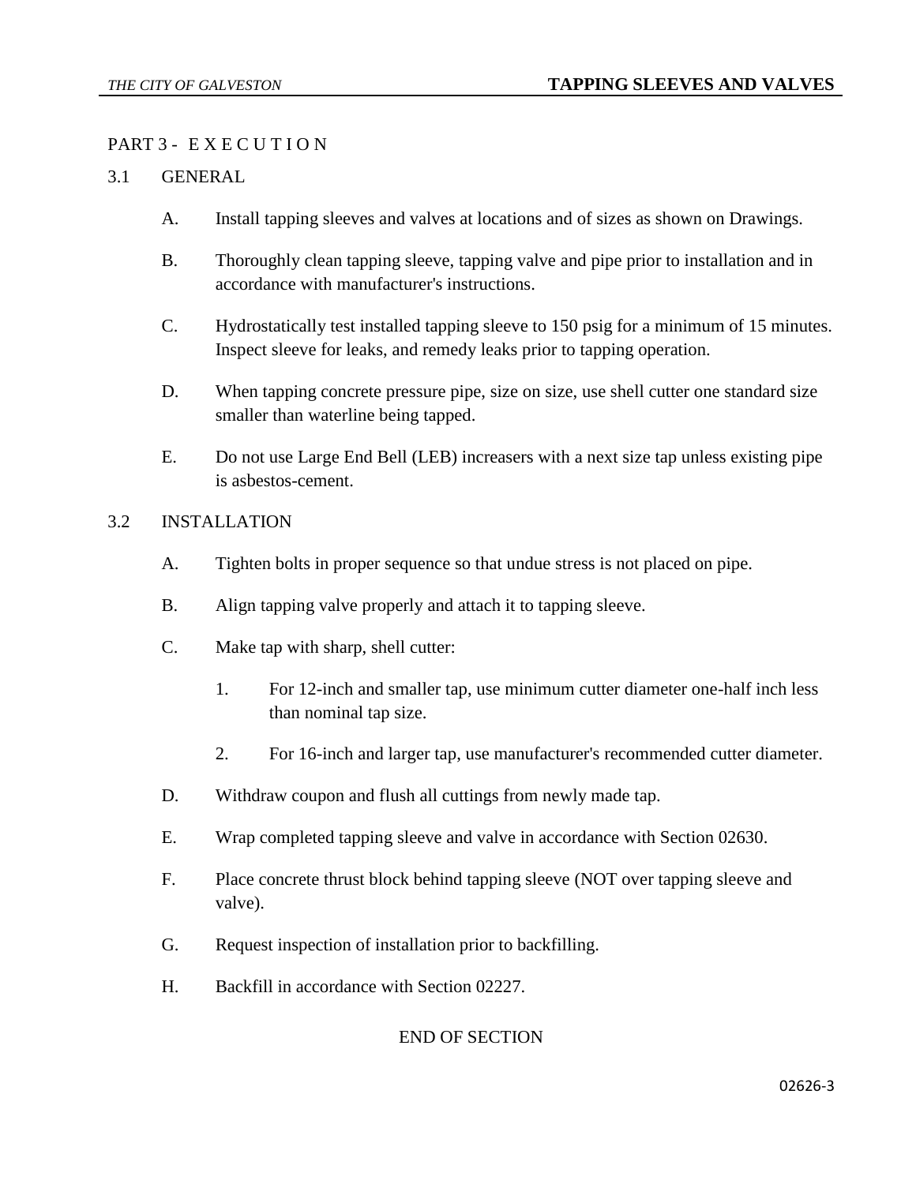## PART 3 - E X E C U T I O N

### 3.1 GENERAL

A. Install tapping sleeves and valves at locations and of sizes as shown on Drawings.

B. Thoroughly clean tapping sleeve, tapping valve and pipe prior to installation and in accordance with manufacturer's instructions.

C. Hydrostatically test installed tapping sleeve to 150 psig for a minimum of 15 minutes. Inspect sleeve for leaks, and remedy leaks prior to tapping operation.

D. When tapping concrete pressure pipe, size on size, use shell cutter one standard size smaller than waterline being tapped.

E. Do not use Large End Bell (LEB) increasers with a next size tap unless existing pipe is asbestos-cement.

### 3.2 INSTALLATION

A. Tighten bolts in proper sequence so that undue stress is not placed on pipe.

B. Align tapping valve properly and attach it to tapping sleeve.

C. Make tap with sharp, shell cutter:

1. For 12-inch and smaller tap, use minimum cutter diameter one-half inch less than nominal tap size.

2. For 16-inch and larger tap, use manufacturer's recommended cutter diameter.

D. Withdraw coupon and flush all cuttings from newly made tap.

E. Wrap completed tapping sleeve and valve in accordance with Section 02630.

F. Place concrete thrust block behind tapping sleeve (NOT over tapping sleeve and valve).

G. Request inspection of installation prior to backfilling.

H. Backfill in accordance with Section 02227.

END OF SECTION